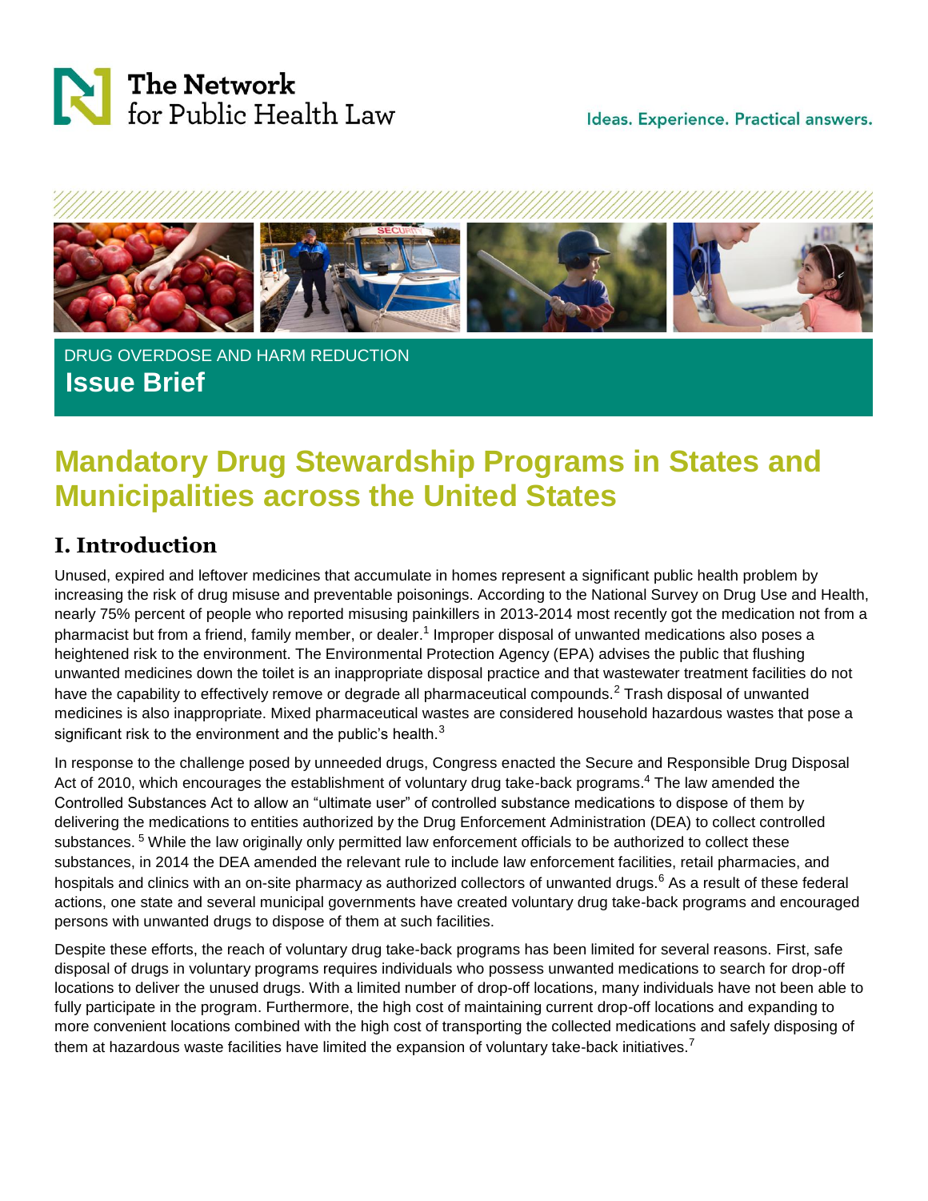The Network for Public Health Law

Ideas. Experience. Practical answers.

DRUG OVERDOSE AND HARM REDUCTION

**Issue Brief**

# Mandatory Drug Stewardship Programs in States and Municipalities across the United States

## I. Introduction

Unused, expired and leftover medicines that accumulate in homes represent a significant public health problem by increasing the risk of drug misuse and preventable poisonings. According to the National Survey on Drug Use and Health, nearly 75% percent of people who reported misusing painkillers in 2013-2014 most recently got the medication not from a pharmacist but from a friend, family member, or dealer.[1] Improper disposal of unwanted medications also poses a heightened risk to the environment. The Environmental Protection Agency (EPA) advises the public that flushing unwanted medicines down the toilet is an inappropriate disposal practice and that wastewater treatment facilities do not have the capability to effectively remove or degrade all pharmaceutical compounds.[2] Trash disposal of unwanted medicines is also inappropriate. Mixed pharmaceutical wastes are considered household hazardous wastes that pose a significant risk to the environment and the public's health.[3]

In response to the challenge posed by unneeded drugs, Congress enacted the Secure and Responsible Drug Disposal Act of 2010, which encourages the establishment of voluntary drug take-back programs.[4] The law amended the Controlled Substances Act to allow an "ultimate user" of controlled substance medications to dispose of them by delivering the medications to entities authorized by the Drug Enforcement Administration (DEA) to collect controlled substances. [5] While the law originally only permitted law enforcement officials to be authorized to collect these substances, in 2014 the DEA amended the relevant rule to include law enforcement facilities, retail pharmacies, and hospitals and clinics with an on-site pharmacy as authorized collectors of unwanted drugs.[6] As a result of these federal actions, one state and several municipal governments have created voluntary drug take-back programs and encouraged persons with unwanted drugs to dispose of them at such facilities.

Despite these efforts, the reach of voluntary drug take-back programs has been limited for several reasons. First, safe disposal of drugs in voluntary programs requires individuals who possess unwanted medications to search for drop-off locations to deliver the unused drugs. With a limited number of drop-off locations, many individuals have not been able to fully participate in the program. Furthermore, the high cost of maintaining current drop-off locations and expanding to more convenient locations combined with the high cost of transporting the collected medications and safely disposing of them at hazardous waste facilities have limited the expansion of voluntary take-back initiatives.[7]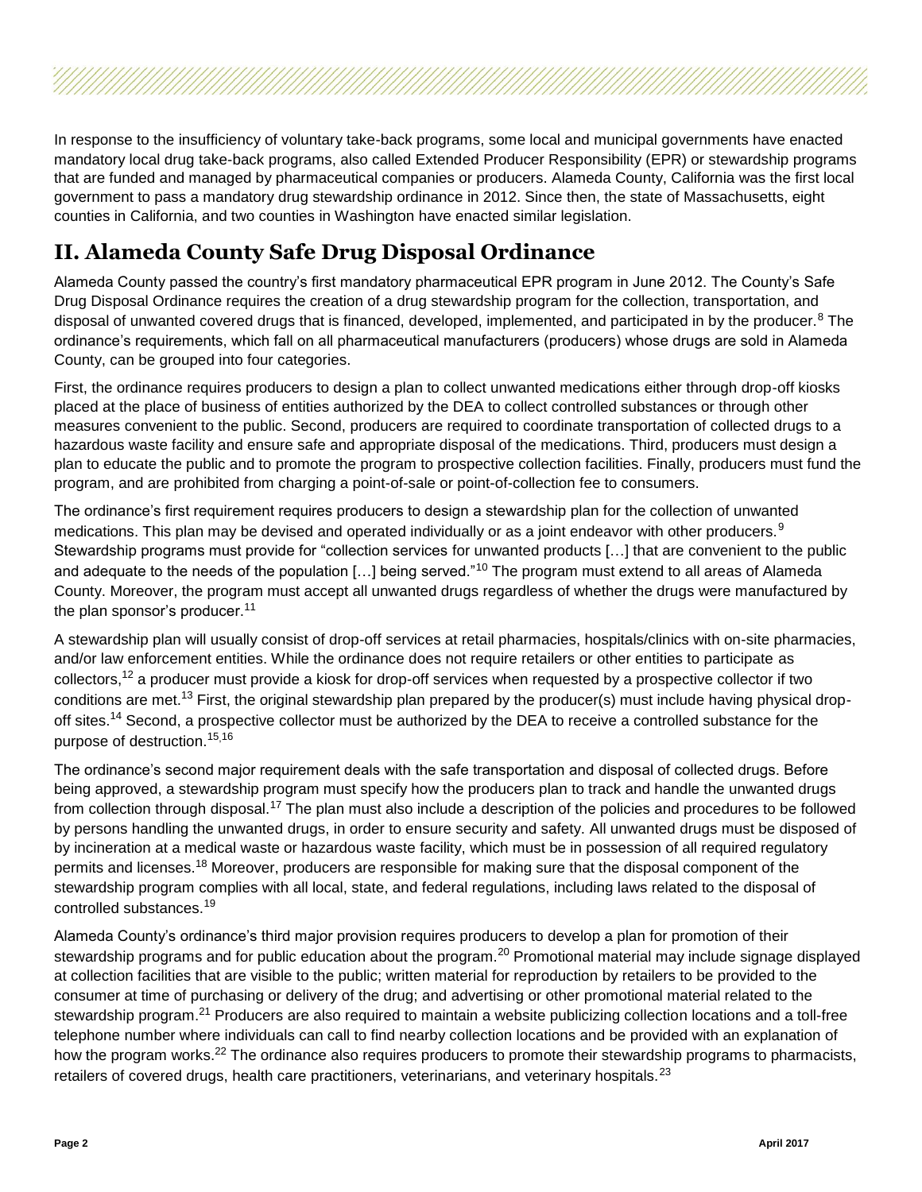In response to the insufficiency of voluntary take-back programs, some local and municipal governments have enacted mandatory local drug take-back programs, also called Extended Producer Responsibility (EPR) or stewardship programs that are funded and managed by pharmaceutical companies or producers. Alameda County, California was the first local government to pass a mandatory drug stewardship ordinance in 2012. Since then, the state of Massachusetts, eight counties in California, and two counties in Washington have enacted similar legislation.

## II. Alameda County Safe Drug Disposal Ordinance

Alameda County passed the country's first mandatory pharmaceutical EPR program in June 2012. The County's Safe Drug Disposal Ordinance requires the creation of a drug stewardship program for the collection, transportation, and disposal of unwanted covered drugs that is financed, developed, implemented, and participated in by the producer.[8] The ordinance's requirements, which fall on all pharmaceutical manufacturers (producers) whose drugs are sold in Alameda County, can be grouped into four categories.

First, the ordinance requires producers to design a plan to collect unwanted medications either through drop-off kiosks placed at the place of business of entities authorized by the DEA to collect controlled substances or through other measures convenient to the public. Second, producers are required to coordinate transportation of collected drugs to a hazardous waste facility and ensure safe and appropriate disposal of the medications. Third, producers must design a plan to educate the public and to promote the program to prospective collection facilities. Finally, producers must fund the program, and are prohibited from charging a point-of-sale or point-of-collection fee to consumers.

The ordinance's first requirement requires producers to design a stewardship plan for the collection of unwanted medications. This plan may be devised and operated individually or as a joint endeavor with other producers.[9] Stewardship programs must provide for "collection services for unwanted products […] that are convenient to the public and adequate to the needs of the population […] being served."[10] The program must extend to all areas of Alameda County. Moreover, the program must accept all unwanted drugs regardless of whether the drugs were manufactured by the plan sponsor's producer.[11]

A stewardship plan will usually consist of drop-off services at retail pharmacies, hospitals/clinics with on-site pharmacies, and/or law enforcement entities. While the ordinance does not require retailers or other entities to participate as collectors,[12] a producer must provide a kiosk for drop-off services when requested by a prospective collector if two conditions are met.[13] First, the original stewardship plan prepared by the producer(s) must include having physical drop-off sites.[14] Second, a prospective collector must be authorized by the DEA to receive a controlled substance for the purpose of destruction.[15,16]

The ordinance's second major requirement deals with the safe transportation and disposal of collected drugs. Before being approved, a stewardship program must specify how the producers plan to track and handle the unwanted drugs from collection through disposal.[17] The plan must also include a description of the policies and procedures to be followed by persons handling the unwanted drugs, in order to ensure security and safety. All unwanted drugs must be disposed of by incineration at a medical waste or hazardous waste facility, which must be in possession of all required regulatory permits and licenses.[18] Moreover, producers are responsible for making sure that the disposal component of the stewardship program complies with all local, state, and federal regulations, including laws related to the disposal of controlled substances.[19]

Alameda County's ordinance's third major provision requires producers to develop a plan for promotion of their stewardship programs and for public education about the program.[20] Promotional material may include signage displayed at collection facilities that are visible to the public; written material for reproduction by retailers to be provided to the consumer at time of purchasing or delivery of the drug; and advertising or other promotional material related to the stewardship program.[21] Producers are also required to maintain a website publicizing collection locations and a toll-free telephone number where individuals can call to find nearby collection locations and be provided with an explanation of how the program works.[22] The ordinance also requires producers to promote their stewardship programs to pharmacists, retailers of covered drugs, health care practitioners, veterinarians, and veterinary hospitals.[23]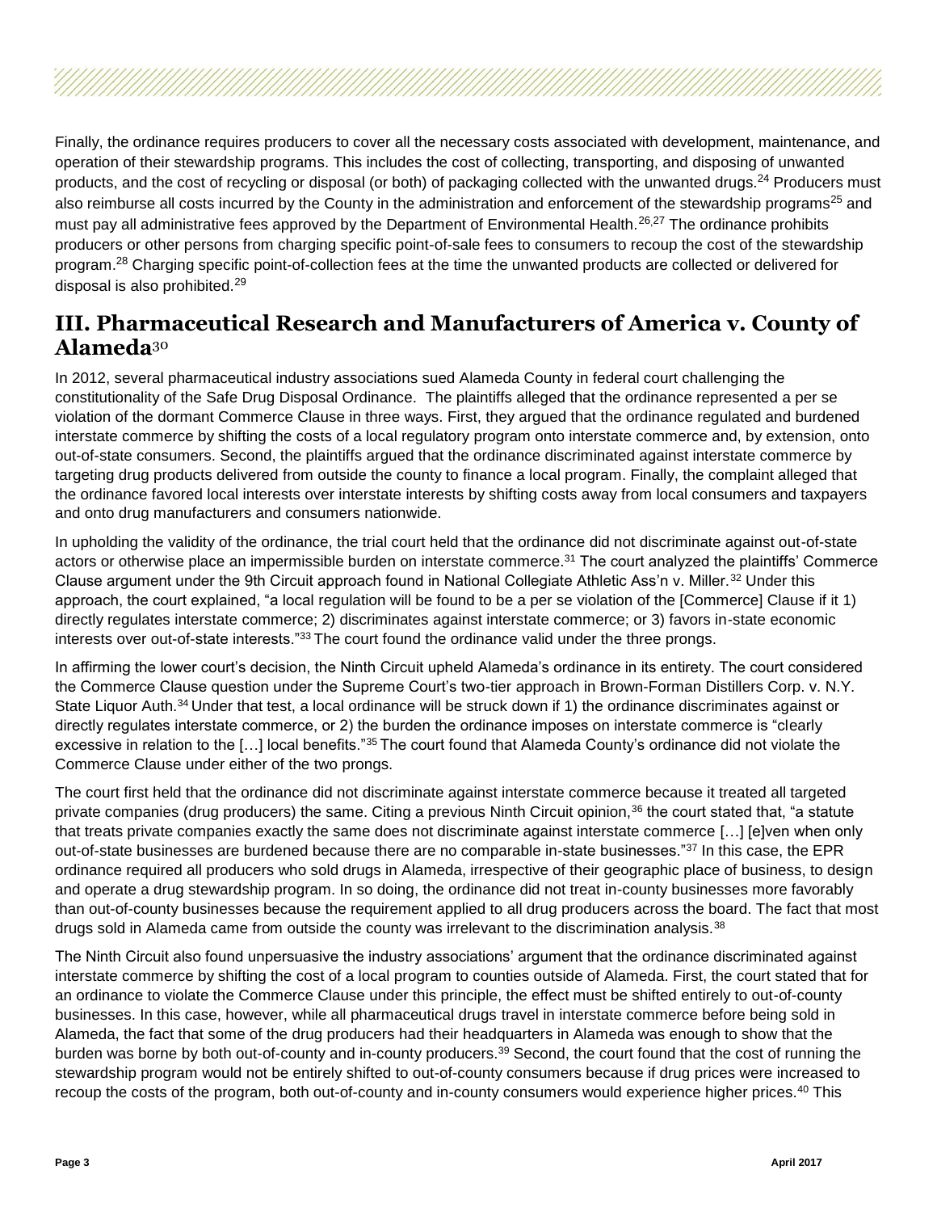Finally, the ordinance requires producers to cover all the necessary costs associated with development, maintenance, and operation of their stewardship programs. This includes the cost of collecting, transporting, and disposing of unwanted products, and the cost of recycling or disposal (or both) of packaging collected with the unwanted drugs.[24] Producers must also reimburse all costs incurred by the County in the administration and enforcement of the stewardship programs[25] and must pay all administrative fees approved by the Department of Environmental Health.[26,27] The ordinance prohibits producers or other persons from charging specific point-of-sale fees to consumers to recoup the cost of the stewardship program.[28] Charging specific point-of-collection fees at the time the unwanted products are collected or delivered for disposal is also prohibited.[29]

## III. Pharmaceutical Research and Manufacturers of America v. County of Alameda[30]

In 2012, several pharmaceutical industry associations sued Alameda County in federal court challenging the constitutionality of the Safe Drug Disposal Ordinance. The plaintiffs alleged that the ordinance represented a per se violation of the dormant Commerce Clause in three ways. First, they argued that the ordinance regulated and burdened interstate commerce by shifting the costs of a local regulatory program onto interstate commerce and, by extension, onto out-of-state consumers. Second, the plaintiffs argued that the ordinance discriminated against interstate commerce by targeting drug products delivered from outside the county to finance a local program. Finally, the complaint alleged that the ordinance favored local interests over interstate interests by shifting costs away from local consumers and taxpayers and onto drug manufacturers and consumers nationwide.

In upholding the validity of the ordinance, the trial court held that the ordinance did not discriminate against out-of-state actors or otherwise place an impermissible burden on interstate commerce.[31] The court analyzed the plaintiffs' Commerce Clause argument under the 9th Circuit approach found in National Collegiate Athletic Ass'n v. Miller.[32] Under this approach, the court explained, "a local regulation will be found to be a per se violation of the [Commerce] Clause if it 1) directly regulates interstate commerce; 2) discriminates against interstate commerce; or 3) favors in-state economic interests over out-of-state interests."[33] The court found the ordinance valid under the three prongs.

In affirming the lower court's decision, the Ninth Circuit upheld Alameda's ordinance in its entirety. The court considered the Commerce Clause question under the Supreme Court's two-tier approach in Brown-Forman Distillers Corp. v. N.Y. State Liquor Auth.[34] Under that test, a local ordinance will be struck down if 1) the ordinance discriminates against or directly regulates interstate commerce, or 2) the burden the ordinance imposes on interstate commerce is "clearly excessive in relation to the […] local benefits."[35] The court found that Alameda County's ordinance did not violate the Commerce Clause under either of the two prongs.

The court first held that the ordinance did not discriminate against interstate commerce because it treated all targeted private companies (drug producers) the same. Citing a previous Ninth Circuit opinion,[36] the court stated that, "a statute that treats private companies exactly the same does not discriminate against interstate commerce […] [e]ven when only out-of-state businesses are burdened because there are no comparable in-state businesses."[37] In this case, the EPR ordinance required all producers who sold drugs in Alameda, irrespective of their geographic place of business, to design and operate a drug stewardship program. In so doing, the ordinance did not treat in-county businesses more favorably than out-of-county businesses because the requirement applied to all drug producers across the board. The fact that most drugs sold in Alameda came from outside the county was irrelevant to the discrimination analysis.[38]

The Ninth Circuit also found unpersuasive the industry associations' argument that the ordinance discriminated against interstate commerce by shifting the cost of a local program to counties outside of Alameda. First, the court stated that for an ordinance to violate the Commerce Clause under this principle, the effect must be shifted entirely to out-of-county businesses. In this case, however, while all pharmaceutical drugs travel in interstate commerce before being sold in Alameda, the fact that some of the drug producers had their headquarters in Alameda was enough to show that the burden was borne by both out-of-county and in-county producers.[39] Second, the court found that the cost of running the stewardship program would not be entirely shifted to out-of-county consumers because if drug prices were increased to recoup the costs of the program, both out-of-county and in-county consumers would experience higher prices.[40] This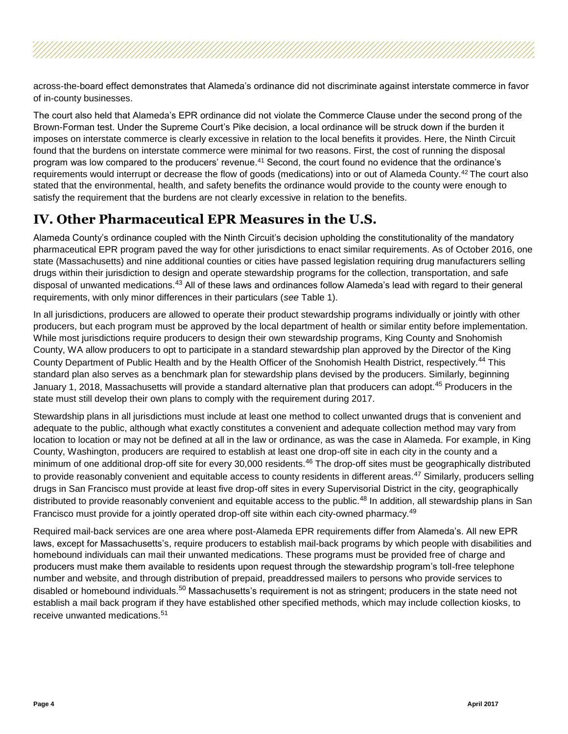across-the-board effect demonstrates that Alameda's ordinance did not discriminate against interstate commerce in favor of in-county businesses.

The court also held that Alameda's EPR ordinance did not violate the Commerce Clause under the second prong of the Brown-Forman test. Under the Supreme Court's Pike decision, a local ordinance will be struck down if the burden it imposes on interstate commerce is clearly excessive in relation to the local benefits it provides. Here, the Ninth Circuit found that the burdens on interstate commerce were minimal for two reasons. First, the cost of running the disposal program was low compared to the producers' revenue.[41] Second, the court found no evidence that the ordinance's requirements would interrupt or decrease the flow of goods (medications) into or out of Alameda County.[42] The court also stated that the environmental, health, and safety benefits the ordinance would provide to the county were enough to satisfy the requirement that the burdens are not clearly excessive in relation to the benefits.

## IV. Other Pharmaceutical EPR Measures in the U.S.

Alameda County's ordinance coupled with the Ninth Circuit's decision upholding the constitutionality of the mandatory pharmaceutical EPR program paved the way for other jurisdictions to enact similar requirements. As of October 2016, one state (Massachusetts) and nine additional counties or cities have passed legislation requiring drug manufacturers selling drugs within their jurisdiction to design and operate stewardship programs for the collection, transportation, and safe disposal of unwanted medications.[43] All of these laws and ordinances follow Alameda's lead with regard to their general requirements, with only minor differences in their particulars (*see* Table 1).

In all jurisdictions, producers are allowed to operate their product stewardship programs individually or jointly with other producers, but each program must be approved by the local department of health or similar entity before implementation. While most jurisdictions require producers to design their own stewardship programs, King County and Snohomish County, WA allow producers to opt to participate in a standard stewardship plan approved by the Director of the King County Department of Public Health and by the Health Officer of the Snohomish Health District, respectively.[44] This standard plan also serves as a benchmark plan for stewardship plans devised by the producers. Similarly, beginning January 1, 2018, Massachusetts will provide a standard alternative plan that producers can adopt.[45] Producers in the state must still develop their own plans to comply with the requirement during 2017.

Stewardship plans in all jurisdictions must include at least one method to collect unwanted drugs that is convenient and adequate to the public, although what exactly constitutes a convenient and adequate collection method may vary from location to location or may not be defined at all in the law or ordinance, as was the case in Alameda. For example, in King County, Washington, producers are required to establish at least one drop-off site in each city in the county and a minimum of one additional drop-off site for every 30,000 residents.[46] The drop-off sites must be geographically distributed to provide reasonably convenient and equitable access to county residents in different areas.[47] Similarly, producers selling drugs in San Francisco must provide at least five drop-off sites in every Supervisorial District in the city, geographically distributed to provide reasonably convenient and equitable access to the public.[48] In addition, all stewardship plans in San Francisco must provide for a jointly operated drop-off site within each city-owned pharmacy.[49]

Required mail-back services are one area where post-Alameda EPR requirements differ from Alameda's. All new EPR laws, except for Massachusetts's, require producers to establish mail-back programs by which people with disabilities and homebound individuals can mail their unwanted medications. These programs must be provided free of charge and producers must make them available to residents upon request through the stewardship program's toll-free telephone number and website, and through distribution of prepaid, preaddressed mailers to persons who provide services to disabled or homebound individuals.[50] Massachusetts's requirement is not as stringent; producers in the state need not establish a mail back program if they have established other specified methods, which may include collection kiosks, to receive unwanted medications.[51]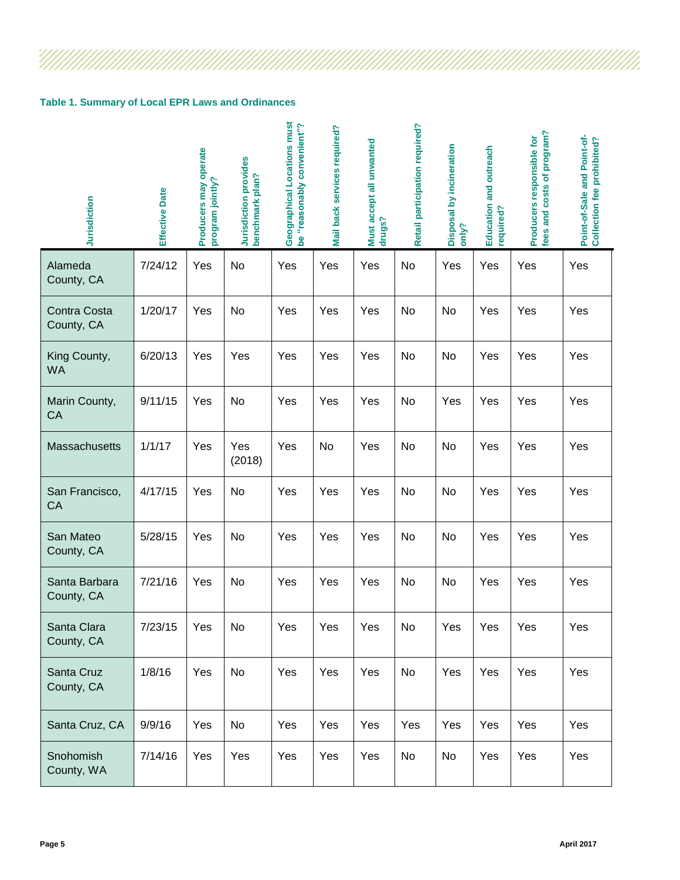**Table 1. Summary of Local EPR Laws and Ordinances**

| Jurisdiction | Effective Date | Producers may operate program jointly? | Jurisdiction provides benchmark plan? | Geographical Locations must be "reasonably convenient"? | Mail back services required? | Must accept all unwanted drugs? | Retail participation required? | Disposal by incineration only? | Education and outreach required? | Producers responsible for fees and costs of program? | Point-of-Sale and Point-of-Collection fee prohibited? |
|---|---|---|---|---|---|---|---|---|---|---|---|
| Alameda County, CA | 7/24/12 | Yes | No | Yes | Yes | Yes | No | Yes | Yes | Yes | Yes |
| Contra Costa County, CA | 1/20/17 | Yes | No | Yes | Yes | Yes | No | No | Yes | Yes | Yes |
| King County, WA | 6/20/13 | Yes | Yes | Yes | Yes | Yes | No | No | Yes | Yes | Yes |
| Marin County, CA | 9/11/15 | Yes | No | Yes | Yes | Yes | No | Yes | Yes | Yes | Yes |
| Massachusetts | 1/1/17 | Yes | Yes (2018) | Yes | No | Yes | No | No | Yes | Yes | Yes |
| San Francisco, CA | 4/17/15 | Yes | No | Yes | Yes | Yes | No | No | Yes | Yes | Yes |
| San Mateo County, CA | 5/28/15 | Yes | No | Yes | Yes | Yes | No | No | Yes | Yes | Yes |
| Santa Barbara County, CA | 7/21/16 | Yes | No | Yes | Yes | Yes | No | No | Yes | Yes | Yes |
| Santa Clara County, CA | 7/23/15 | Yes | No | Yes | Yes | Yes | No | Yes | Yes | Yes | Yes |
| Santa Cruz County, CA | 1/8/16 | Yes | No | Yes | Yes | Yes | No | Yes | Yes | Yes | Yes |
| Santa Cruz, CA | 9/9/16 | Yes | No | Yes | Yes | Yes | Yes | Yes | Yes | Yes | Yes |
| Snohomish County, WA | 7/14/16 | Yes | Yes | Yes | Yes | Yes | No | No | Yes | Yes | Yes |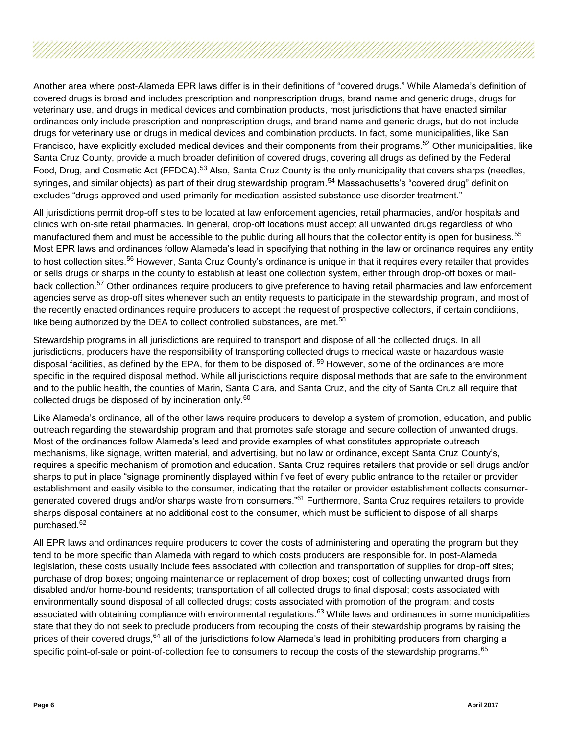Another area where post-Alameda EPR laws differ is in their definitions of "covered drugs." While Alameda's definition of covered drugs is broad and includes prescription and nonprescription drugs, brand name and generic drugs, drugs for veterinary use, and drugs in medical devices and combination products, most jurisdictions that have enacted similar ordinances only include prescription and nonprescription drugs, and brand name and generic drugs, but do not include drugs for veterinary use or drugs in medical devices and combination products. In fact, some municipalities, like San Francisco, have explicitly excluded medical devices and their components from their programs.[52] Other municipalities, like Santa Cruz County, provide a much broader definition of covered drugs, covering all drugs as defined by the Federal Food, Drug, and Cosmetic Act (FFDCA).[53] Also, Santa Cruz County is the only municipality that covers sharps (needles, syringes, and similar objects) as part of their drug stewardship program.[54] Massachusetts's "covered drug" definition excludes "drugs approved and used primarily for medication-assisted substance use disorder treatment."

All jurisdictions permit drop-off sites to be located at law enforcement agencies, retail pharmacies, and/or hospitals and clinics with on-site retail pharmacies. In general, drop-off locations must accept all unwanted drugs regardless of who manufactured them and must be accessible to the public during all hours that the collector entity is open for business.[55] Most EPR laws and ordinances follow Alameda's lead in specifying that nothing in the law or ordinance requires any entity to host collection sites.[56] However, Santa Cruz County's ordinance is unique in that it requires every retailer that provides or sells drugs or sharps in the county to establish at least one collection system, either through drop-off boxes or mail-back collection.[57] Other ordinances require producers to give preference to having retail pharmacies and law enforcement agencies serve as drop-off sites whenever such an entity requests to participate in the stewardship program, and most of the recently enacted ordinances require producers to accept the request of prospective collectors, if certain conditions, like being authorized by the DEA to collect controlled substances, are met.[58]

Stewardship programs in all jurisdictions are required to transport and dispose of all the collected drugs. In all jurisdictions, producers have the responsibility of transporting collected drugs to medical waste or hazardous waste disposal facilities, as defined by the EPA, for them to be disposed of. [59] However, some of the ordinances are more specific in the required disposal method. While all jurisdictions require disposal methods that are safe to the environment and to the public health, the counties of Marin, Santa Clara, and Santa Cruz, and the city of Santa Cruz all require that collected drugs be disposed of by incineration only.[60]

Like Alameda's ordinance, all of the other laws require producers to develop a system of promotion, education, and public outreach regarding the stewardship program and that promotes safe storage and secure collection of unwanted drugs. Most of the ordinances follow Alameda's lead and provide examples of what constitutes appropriate outreach mechanisms, like signage, written material, and advertising, but no law or ordinance, except Santa Cruz County's, requires a specific mechanism of promotion and education. Santa Cruz requires retailers that provide or sell drugs and/or sharps to put in place "signage prominently displayed within five feet of every public entrance to the retailer or provider establishment and easily visible to the consumer, indicating that the retailer or provider establishment collects consumer-generated covered drugs and/or sharps waste from consumers."[61] Furthermore, Santa Cruz requires retailers to provide sharps disposal containers at no additional cost to the consumer, which must be sufficient to dispose of all sharps purchased.[62]

All EPR laws and ordinances require producers to cover the costs of administering and operating the program but they tend to be more specific than Alameda with regard to which costs producers are responsible for. In post-Alameda legislation, these costs usually include fees associated with collection and transportation of supplies for drop-off sites; purchase of drop boxes; ongoing maintenance or replacement of drop boxes; cost of collecting unwanted drugs from disabled and/or home-bound residents; transportation of all collected drugs to final disposal; costs associated with environmentally sound disposal of all collected drugs; costs associated with promotion of the program; and costs associated with obtaining compliance with environmental regulations.[63] While laws and ordinances in some municipalities state that they do not seek to preclude producers from recouping the costs of their stewardship programs by raising the prices of their covered drugs,[64] all of the jurisdictions follow Alameda's lead in prohibiting producers from charging a specific point-of-sale or point-of-collection fee to consumers to recoup the costs of the stewardship programs.[65]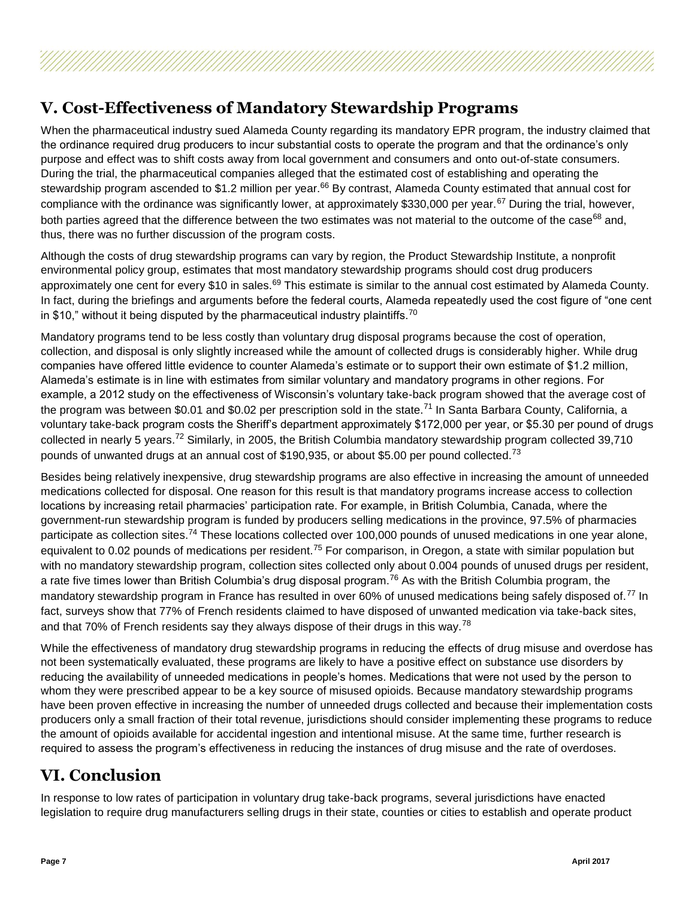## V. Cost-Effectiveness of Mandatory Stewardship Programs

When the pharmaceutical industry sued Alameda County regarding its mandatory EPR program, the industry claimed that the ordinance required drug producers to incur substantial costs to operate the program and that the ordinance's only purpose and effect was to shift costs away from local government and consumers and onto out-of-state consumers. During the trial, the pharmaceutical companies alleged that the estimated cost of establishing and operating the stewardship program ascended to $1.2 million per year.[66] By contrast, Alameda County estimated that annual cost for compliance with the ordinance was significantly lower, at approximately $330,000 per year.[67] During the trial, however, both parties agreed that the difference between the two estimates was not material to the outcome of the case[68] and, thus, there was no further discussion of the program costs.

Although the costs of drug stewardship programs can vary by region, the Product Stewardship Institute, a nonprofit environmental policy group, estimates that most mandatory stewardship programs should cost drug producers approximately one cent for every $10 in sales.[69] This estimate is similar to the annual cost estimated by Alameda County. In fact, during the briefings and arguments before the federal courts, Alameda repeatedly used the cost figure of "one cent in $10," without it being disputed by the pharmaceutical industry plaintiffs.[70]

Mandatory programs tend to be less costly than voluntary drug disposal programs because the cost of operation, collection, and disposal is only slightly increased while the amount of collected drugs is considerably higher. While drug companies have offered little evidence to counter Alameda's estimate or to support their own estimate of $1.2 million, Alameda's estimate is in line with estimates from similar voluntary and mandatory programs in other regions. For example, a 2012 study on the effectiveness of Wisconsin's voluntary take-back program showed that the average cost of the program was between $0.01 and $0.02 per prescription sold in the state.[71] In Santa Barbara County, California, a voluntary take-back program costs the Sheriff's department approximately $172,000 per year, or $5.30 per pound of drugs collected in nearly 5 years.[72] Similarly, in 2005, the British Columbia mandatory stewardship program collected 39,710 pounds of unwanted drugs at an annual cost of $190,935, or about $5.00 per pound collected.[73]

Besides being relatively inexpensive, drug stewardship programs are also effective in increasing the amount of unneeded medications collected for disposal. One reason for this result is that mandatory programs increase access to collection locations by increasing retail pharmacies' participation rate. For example, in British Columbia, Canada, where the government-run stewardship program is funded by producers selling medications in the province, 97.5% of pharmacies participate as collection sites.[74] These locations collected over 100,000 pounds of unused medications in one year alone, equivalent to 0.02 pounds of medications per resident.[75] For comparison, in Oregon, a state with similar population but with no mandatory stewardship program, collection sites collected only about 0.004 pounds of unused drugs per resident, a rate five times lower than British Columbia's drug disposal program.[76] As with the British Columbia program, the mandatory stewardship program in France has resulted in over 60% of unused medications being safely disposed of.[77] In fact, surveys show that 77% of French residents claimed to have disposed of unwanted medication via take-back sites, and that 70% of French residents say they always dispose of their drugs in this way.[78]

While the effectiveness of mandatory drug stewardship programs in reducing the effects of drug misuse and overdose has not been systematically evaluated, these programs are likely to have a positive effect on substance use disorders by reducing the availability of unneeded medications in people's homes. Medications that were not used by the person to whom they were prescribed appear to be a key source of misused opioids. Because mandatory stewardship programs have been proven effective in increasing the number of unneeded drugs collected and because their implementation costs producers only a small fraction of their total revenue, jurisdictions should consider implementing these programs to reduce the amount of opioids available for accidental ingestion and intentional misuse. At the same time, further research is required to assess the program's effectiveness in reducing the instances of drug misuse and the rate of overdoses.

## VI. Conclusion

In response to low rates of participation in voluntary drug take-back programs, several jurisdictions have enacted legislation to require drug manufacturers selling drugs in their state, counties or cities to establish and operate product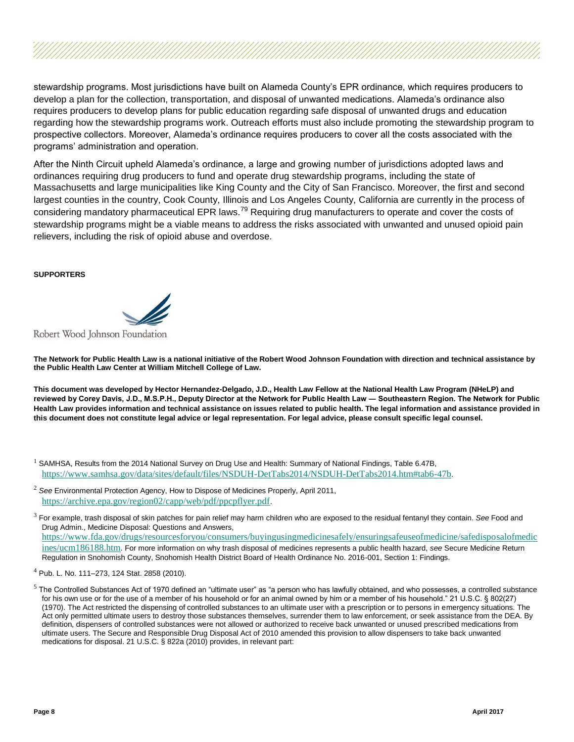stewardship programs. Most jurisdictions have built on Alameda County's EPR ordinance, which requires producers to develop a plan for the collection, transportation, and disposal of unwanted medications. Alameda's ordinance also requires producers to develop plans for public education regarding safe disposal of unwanted drugs and education regarding how the stewardship programs work. Outreach efforts must also include promoting the stewardship program to prospective collectors. Moreover, Alameda's ordinance requires producers to cover all the costs associated with the programs' administration and operation.

After the Ninth Circuit upheld Alameda's ordinance, a large and growing number of jurisdictions adopted laws and ordinances requiring drug producers to fund and operate drug stewardship programs, including the state of Massachusetts and large municipalities like King County and the City of San Francisco. Moreover, the first and second largest counties in the country, Cook County, Illinois and Los Angeles County, California are currently in the process of considering mandatory pharmaceutical EPR laws.[79] Requiring drug manufacturers to operate and cover the costs of stewardship programs might be a viable means to address the risks associated with unwanted and unused opioid pain relievers, including the risk of opioid abuse and overdose.

**SUPPORTERS**

Robert Wood Johnson Foundation

**The Network for Public Health Law is a national initiative of the Robert Wood Johnson Foundation with direction and technical assistance by the Public Health Law Center at William Mitchell College of Law.**

**This document was developed by Hector Hernandez-Delgado, J.D., Health Law Fellow at the National Health Law Program (NHeLP) and reviewed by Corey Davis, J.D., M.S.P.H., Deputy Director at the Network for Public Health Law — Southeastern Region. The Network for Public Health Law provides information and technical assistance on issues related to public health. The legal information and assistance provided in this document does not constitute legal advice or legal representation. For legal advice, please consult specific legal counsel.**

[1] SAMHSA, Results from the 2014 National Survey on Drug Use and Health: Summary of National Findings, Table 6.47B, https://www.samhsa.gov/data/sites/default/files/NSDUH-DetTabs2014/NSDUH-DetTabs2014.htm#tab6-47b.

[2] *See* Environmental Protection Agency, How to Dispose of Medicines Properly, April 2011, https://archive.epa.gov/region02/capp/web/pdf/ppcpflyer.pdf.

[3] For example, trash disposal of skin patches for pain relief may harm children who are exposed to the residual fentanyl they contain. *See* Food and Drug Admin., Medicine Disposal: Questions and Answers, https://www.fda.gov/drugs/resourcesforyou/consumers/buyingusingmedicinesafely/ensuringsafeuseofmedicine/safedisposalofmedicines/ucm186188.htm. For more information on why trash disposal of medicines represents a public health hazard, *see* Secure Medicine Return Regulation in Snohomish County, Snohomish Health District Board of Health Ordinance No. 2016-001, Section 1: Findings.

[4] Pub. L. No. 111–273, 124 Stat. 2858 (2010).

[5] The Controlled Substances Act of 1970 defined an "ultimate user" as "a person who has lawfully obtained, and who possesses, a controlled substance for his own use or for the use of a member of his household or for an animal owned by him or a member of his household." 21 U.S.C. § 802(27) (1970). The Act restricted the dispensing of controlled substances to an ultimate user with a prescription or to persons in emergency situations. The Act only permitted ultimate users to destroy those substances themselves, surrender them to law enforcement, or seek assistance from the DEA. By definition, dispensers of controlled substances were not allowed or authorized to receive back unwanted or unused prescribed medications from ultimate users. The Secure and Responsible Drug Disposal Act of 2010 amended this provision to allow dispensers to take back unwanted medications for disposal. 21 U.S.C. § 822a (2010) provides, in relevant part: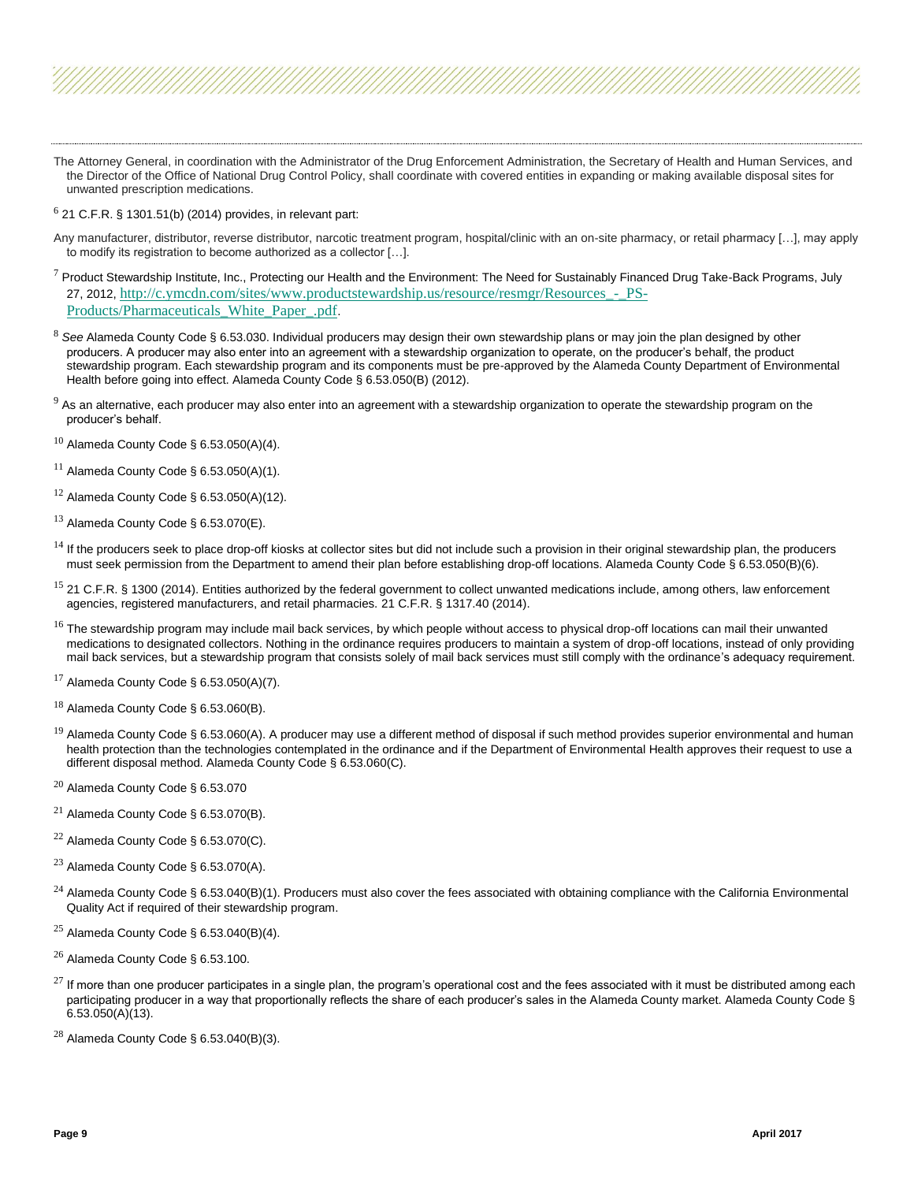The Attorney General, in coordination with the Administrator of the Drug Enforcement Administration, the Secretary of Health and Human Services, and the Director of the Office of National Drug Control Policy, shall coordinate with covered entities in expanding or making available disposal sites for unwanted prescription medications.

[6] 21 C.F.R. § 1301.51(b) (2014) provides, in relevant part:

Any manufacturer, distributor, reverse distributor, narcotic treatment program, hospital/clinic with an on-site pharmacy, or retail pharmacy […], may apply to modify its registration to become authorized as a collector […].

[7] Product Stewardship Institute, Inc., Protecting our Health and the Environment: The Need for Sustainably Financed Drug Take-Back Programs, July 27, 2012, http://c.ymcdn.com/sites/www.productstewardship.us/resource/resmgr/Resources_-_PS-Products/Pharmaceuticals_White_Paper_.pdf.

[8] *See* Alameda County Code § 6.53.030. Individual producers may design their own stewardship plans or may join the plan designed by other producers. A producer may also enter into an agreement with a stewardship organization to operate, on the producer's behalf, the product stewardship program. Each stewardship program and its components must be pre-approved by the Alameda County Department of Environmental Health before going into effect. Alameda County Code § 6.53.050(B) (2012).

[9] As an alternative, each producer may also enter into an agreement with a stewardship organization to operate the stewardship program on the producer's behalf.

[10] Alameda County Code § 6.53.050(A)(4).

[11] Alameda County Code § 6.53.050(A)(1).

[12] Alameda County Code § 6.53.050(A)(12).

[13] Alameda County Code § 6.53.070(E).

[14] If the producers seek to place drop-off kiosks at collector sites but did not include such a provision in their original stewardship plan, the producers must seek permission from the Department to amend their plan before establishing drop-off locations. Alameda County Code § 6.53.050(B)(6).

[15] 21 C.F.R. § 1300 (2014). Entities authorized by the federal government to collect unwanted medications include, among others, law enforcement agencies, registered manufacturers, and retail pharmacies. 21 C.F.R. § 1317.40 (2014).

[16] The stewardship program may include mail back services, by which people without access to physical drop-off locations can mail their unwanted medications to designated collectors. Nothing in the ordinance requires producers to maintain a system of drop-off locations, instead of only providing mail back services, but a stewardship program that consists solely of mail back services must still comply with the ordinance's adequacy requirement.

[17] Alameda County Code § 6.53.050(A)(7).

[18] Alameda County Code § 6.53.060(B).

[19] Alameda County Code § 6.53.060(A). A producer may use a different method of disposal if such method provides superior environmental and human health protection than the technologies contemplated in the ordinance and if the Department of Environmental Health approves their request to use a different disposal method. Alameda County Code § 6.53.060(C).

[20] Alameda County Code § 6.53.070

[21] Alameda County Code § 6.53.070(B).

[22] Alameda County Code § 6.53.070(C).

[23] Alameda County Code § 6.53.070(A).

[24] Alameda County Code § 6.53.040(B)(1). Producers must also cover the fees associated with obtaining compliance with the California Environmental Quality Act if required of their stewardship program.

[25] Alameda County Code § 6.53.040(B)(4).

[26] Alameda County Code § 6.53.100.

[27] If more than one producer participates in a single plan, the program's operational cost and the fees associated with it must be distributed among each participating producer in a way that proportionally reflects the share of each producer's sales in the Alameda County market. Alameda County Code § 6.53.050(A)(13).

[28] Alameda County Code § 6.53.040(B)(3).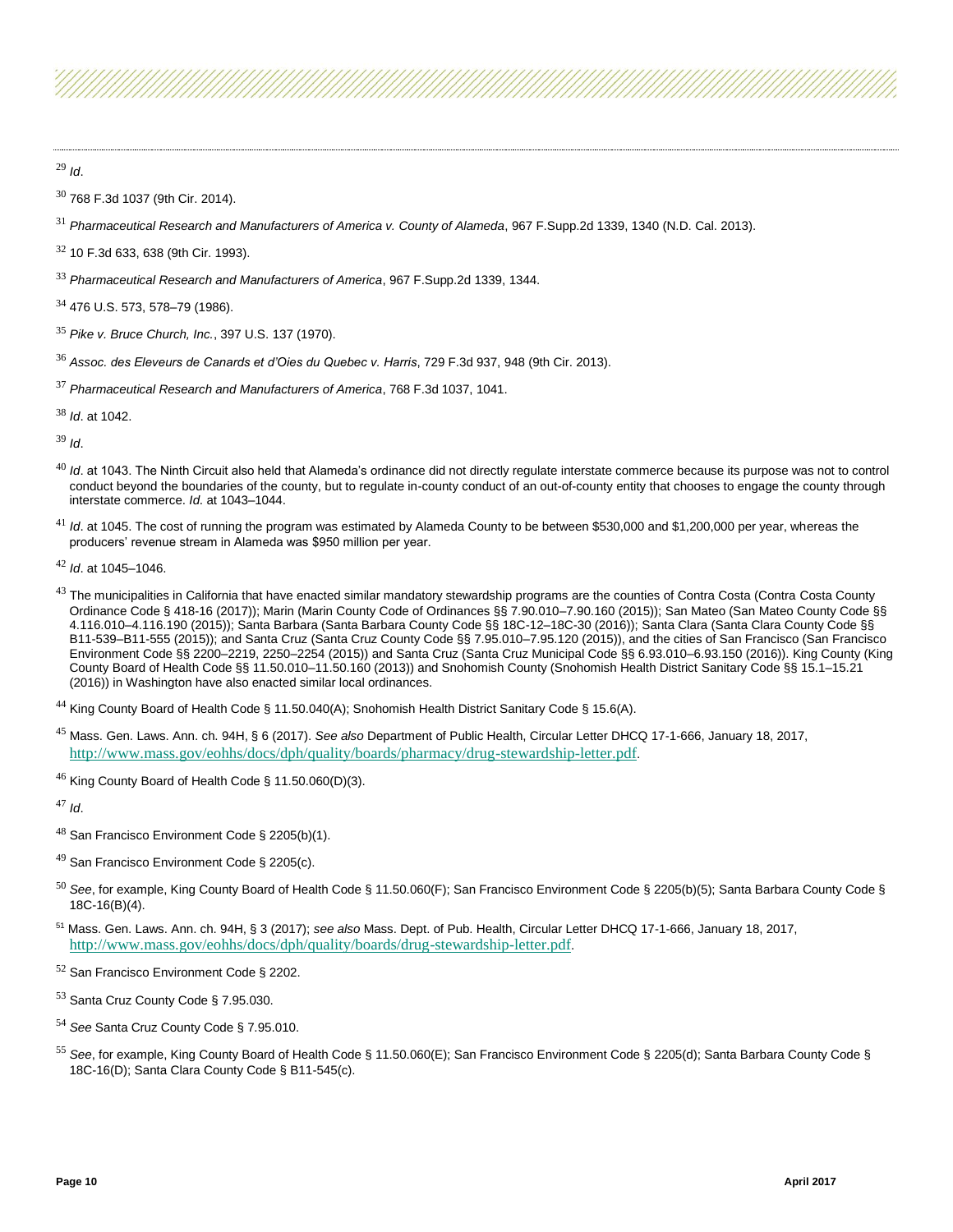[29] *Id*.

[30] 768 F.3d 1037 (9th Cir. 2014).

[31] *Pharmaceutical Research and Manufacturers of America v. County of Alameda*, 967 F.Supp.2d 1339, 1340 (N.D. Cal. 2013).

[32] 10 F.3d 633, 638 (9th Cir. 1993).

[33] *Pharmaceutical Research and Manufacturers of America*, 967 F.Supp.2d 1339, 1344.

[34] 476 U.S. 573, 578–79 (1986).

[35] *Pike v. Bruce Church, Inc.*, 397 U.S. 137 (1970).

[36] *Assoc. des Eleveurs de Canards et d'Oies du Quebec v. Harris*, 729 F.3d 937, 948 (9th Cir. 2013).

[37] *Pharmaceutical Research and Manufacturers of America*, 768 F.3d 1037, 1041.

[38] *Id*. at 1042.

[39] *Id*.

[40] *Id*. at 1043. The Ninth Circuit also held that Alameda's ordinance did not directly regulate interstate commerce because its purpose was not to control conduct beyond the boundaries of the county, but to regulate in-county conduct of an out-of-county entity that chooses to engage the county through interstate commerce. *Id.* at 1043–1044.

[41] *Id*. at 1045. The cost of running the program was estimated by Alameda County to be between $530,000 and $1,200,000 per year, whereas the producers' revenue stream in Alameda was $950 million per year.

[42] *Id*. at 1045–1046.

[43] The municipalities in California that have enacted similar mandatory stewardship programs are the counties of Contra Costa (Contra Costa County Ordinance Code § 418-16 (2017)); Marin (Marin County Code of Ordinances §§ 7.90.010–7.90.160 (2015)); San Mateo (San Mateo County Code §§ 4.116.010–4.116.190 (2015)); Santa Barbara (Santa Barbara County Code §§ 18C-12–18C-30 (2016)); Santa Clara (Santa Clara County Code §§ B11-539–B11-555 (2015)); and Santa Cruz (Santa Cruz County Code §§ 7.95.010–7.95.120 (2015)), and the cities of San Francisco (San Francisco Environment Code §§ 2200–2219, 2250–2254 (2015)) and Santa Cruz (Santa Cruz Municipal Code §§ 6.93.010–6.93.150 (2016)). King County (King County Board of Health Code §§ 11.50.010–11.50.160 (2013)) and Snohomish County (Snohomish Health District Sanitary Code §§ 15.1–15.21 (2016)) in Washington have also enacted similar local ordinances.

[44] King County Board of Health Code § 11.50.040(A); Snohomish Health District Sanitary Code § 15.6(A).

[45] Mass. Gen. Laws. Ann. ch. 94H, § 6 (2017). *See also* Department of Public Health, Circular Letter DHCQ 17-1-666, January 18, 2017, http://www.mass.gov/eohhs/docs/dph/quality/boards/pharmacy/drug-stewardship-letter.pdf.

[46] King County Board of Health Code § 11.50.060(D)(3).

[47] *Id*.

[48] San Francisco Environment Code § 2205(b)(1).

[49] San Francisco Environment Code § 2205(c).

[50] *See*, for example, King County Board of Health Code § 11.50.060(F); San Francisco Environment Code § 2205(b)(5); Santa Barbara County Code § 18C-16(B)(4).

[51] Mass. Gen. Laws. Ann. ch. 94H, § 3 (2017); *see also* Mass. Dept. of Pub. Health, Circular Letter DHCQ 17-1-666, January 18, 2017, http://www.mass.gov/eohhs/docs/dph/quality/boards/drug-stewardship-letter.pdf.

[52] San Francisco Environment Code § 2202.

[53] Santa Cruz County Code § 7.95.030.

[54] *See* Santa Cruz County Code § 7.95.010.

[55] *See*, for example, King County Board of Health Code § 11.50.060(E); San Francisco Environment Code § 2205(d); Santa Barbara County Code § 18C-16(D); Santa Clara County Code § B11-545(c).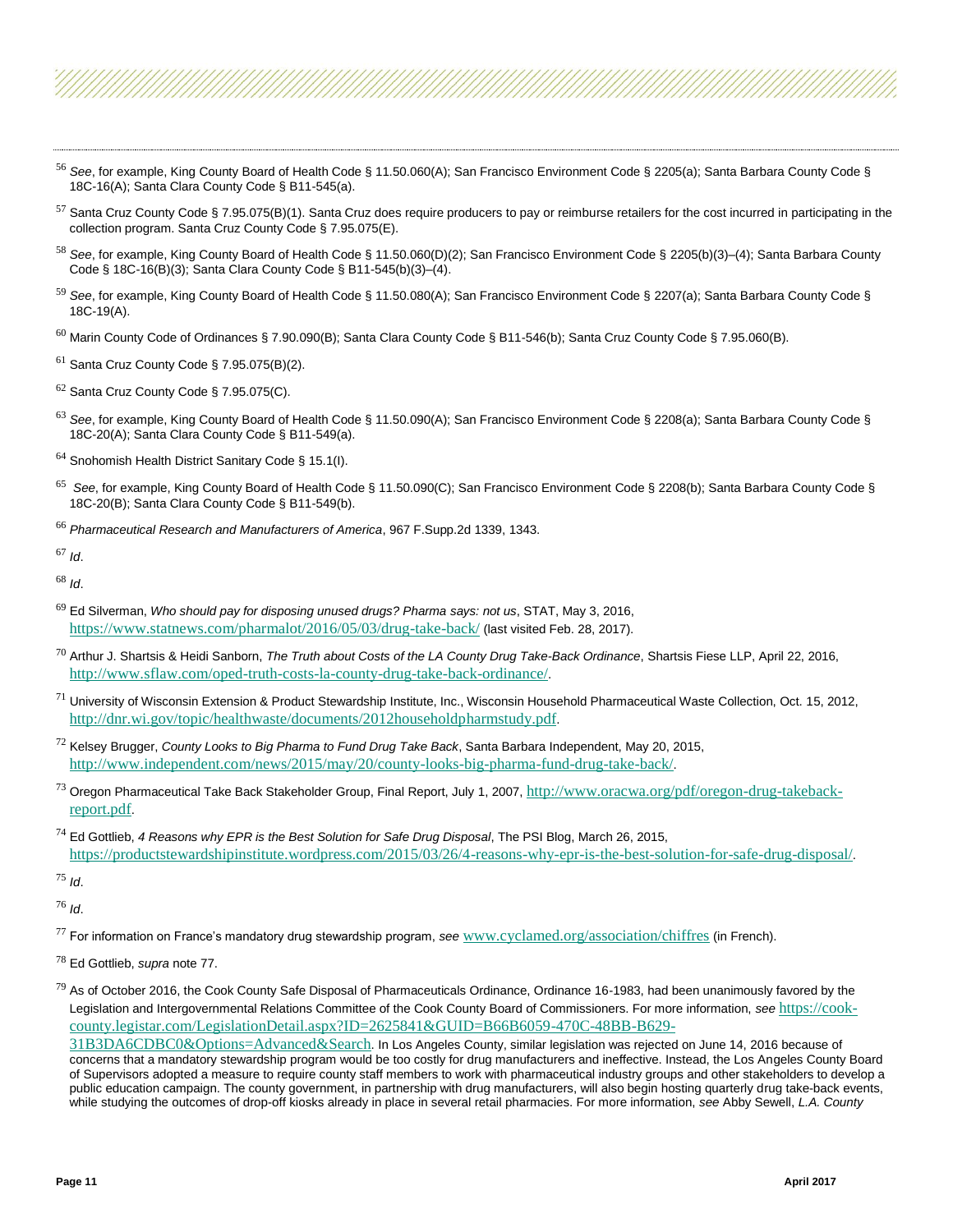[56] *See*, for example, King County Board of Health Code § 11.50.060(A); San Francisco Environment Code § 2205(a); Santa Barbara County Code § 18C-16(A); Santa Clara County Code § B11-545(a).

[57] Santa Cruz County Code § 7.95.075(B)(1). Santa Cruz does require producers to pay or reimburse retailers for the cost incurred in participating in the collection program. Santa Cruz County Code § 7.95.075(E).

[58] *See*, for example, King County Board of Health Code § 11.50.060(D)(2); San Francisco Environment Code § 2205(b)(3)–(4); Santa Barbara County Code § 18C-16(B)(3); Santa Clara County Code § B11-545(b)(3)–(4).

[59] *See*, for example, King County Board of Health Code § 11.50.080(A); San Francisco Environment Code § 2207(a); Santa Barbara County Code § 18C-19(A).

[60] Marin County Code of Ordinances § 7.90.090(B); Santa Clara County Code § B11-546(b); Santa Cruz County Code § 7.95.060(B).

[61] Santa Cruz County Code § 7.95.075(B)(2).

[62] Santa Cruz County Code § 7.95.075(C).

[63] *See*, for example, King County Board of Health Code § 11.50.090(A); San Francisco Environment Code § 2208(a); Santa Barbara County Code § 18C-20(A); Santa Clara County Code § B11-549(a).

[64] Snohomish Health District Sanitary Code § 15.1(I).

[65] *See*, for example, King County Board of Health Code § 11.50.090(C); San Francisco Environment Code § 2208(b); Santa Barbara County Code § 18C-20(B); Santa Clara County Code § B11-549(b).

[66] *Pharmaceutical Research and Manufacturers of America*, 967 F.Supp.2d 1339, 1343.

[67] *Id*.

[68] *Id*.

[69] Ed Silverman, *Who should pay for disposing unused drugs? Pharma says: not us*, STAT, May 3, 2016, https://www.statnews.com/pharmalot/2016/05/03/drug-take-back/ (last visited Feb. 28, 2017).

[70] Arthur J. Shartsis & Heidi Sanborn, *The Truth about Costs of the LA County Drug Take-Back Ordinance*, Shartsis Fiese LLP, April 22, 2016, http://www.sflaw.com/oped-truth-costs-la-county-drug-take-back-ordinance/.

[71] University of Wisconsin Extension & Product Stewardship Institute, Inc., Wisconsin Household Pharmaceutical Waste Collection, Oct. 15, 2012, http://dnr.wi.gov/topic/healthwaste/documents/2012householdpharmstudy.pdf.

[72] Kelsey Brugger, *County Looks to Big Pharma to Fund Drug Take Back*, Santa Barbara Independent, May 20, 2015, http://www.independent.com/news/2015/may/20/county-looks-big-pharma-fund-drug-take-back/.

[73] Oregon Pharmaceutical Take Back Stakeholder Group, Final Report, July 1, 2007, http://www.oracwa.org/pdf/oregon-drug-takeback-report.pdf.

[74] Ed Gottlieb, *4 Reasons why EPR is the Best Solution for Safe Drug Disposal*, The PSI Blog, March 26, 2015, https://productstewardshipinstitute.wordpress.com/2015/03/26/4-reasons-why-epr-is-the-best-solution-for-safe-drug-disposal/.

[75] *Id*.

[76] *Id*.

[77] For information on France's mandatory drug stewardship program, *see* www.cyclamed.org/association/chiffres (in French).

[78] Ed Gottlieb, *supra* note 77.

[79] As of October 2016, the Cook County Safe Disposal of Pharmaceuticals Ordinance, Ordinance 16-1983, had been unanimously favored by the Legislation and Intergovernmental Relations Committee of the Cook County Board of Commissioners. For more information, *see* https://cook-county.legistar.com/LegislationDetail.aspx?ID=2625841&GUID=B66B6059-470C-48BB-B629-31B3DA6CDBC0&Options=Advanced&Search. In Los Angeles County, similar legislation was rejected on June 14, 2016 because of concerns that a mandatory stewardship program would be too costly for drug manufacturers and ineffective. Instead, the Los Angeles County Board of Supervisors adopted a measure to require county staff members to work with pharmaceutical industry groups and other stakeholders to develop a public education campaign. The county government, in partnership with drug manufacturers, will also begin hosting quarterly drug take-back events, while studying the outcomes of drop-off kiosks already in place in several retail pharmacies. For more information, *see* Abby Sewell, *L.A. County*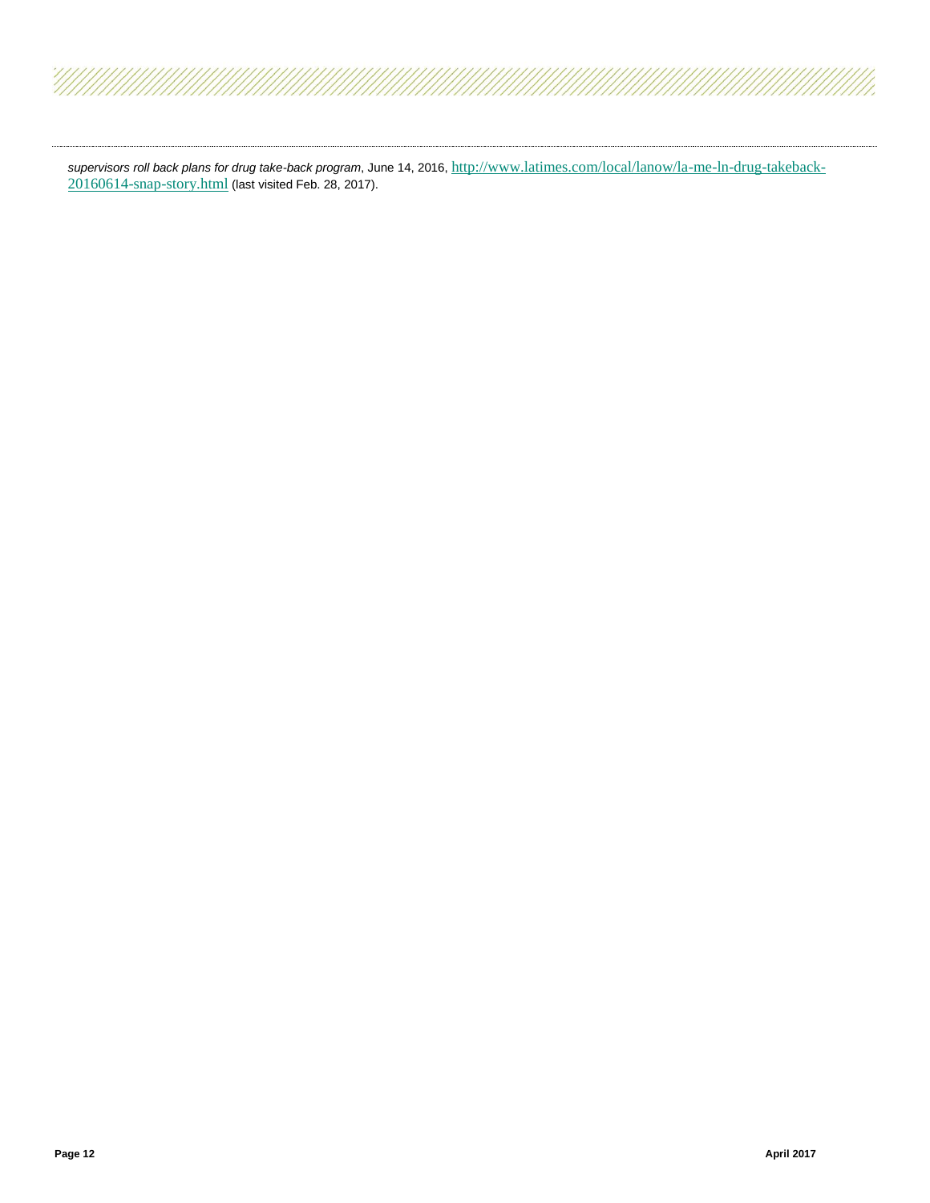*supervisors roll back plans for drug take-back program*, June 14, 2016, http://www.latimes.com/local/lanow/la-me-ln-drug-takeback-20160614-snap-story.html (last visited Feb. 28, 2017).